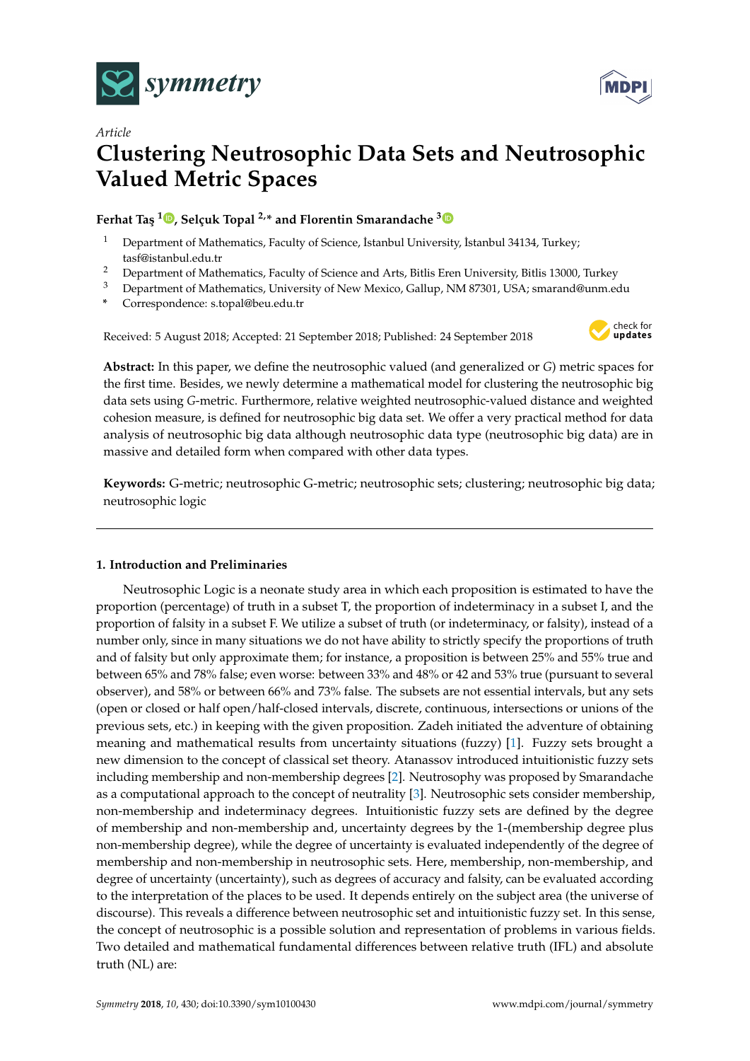*Article*

# Clustering Neutrosophic Data Sets and Neutrosophic Valued Metric Spaces

**Ferhat Taş [1], Selçuk Topal [2,*] and Florentin Smarandache [3]**

1 Department of Mathematics, Faculty of Science, İstanbul University, İstanbul 34134, Turkey; tasf@istanbul.edu.tr
2 Department of Mathematics, Faculty of Science and Arts, Bitlis Eren University, Bitlis 13000, Turkey
3 Department of Mathematics, University of New Mexico, Gallup, NM 87301, USA; smarand@unm.edu
* Correspondence: s.topal@beu.edu.tr

Received: 5 August 2018; Accepted: 21 September 2018; Published: 24 September 2018

**Abstract:** In this paper, we define the neutrosophic valued (and generalized or *G*) metric spaces for the first time. Besides, we newly determine a mathematical model for clustering the neutrosophic big data sets using *G*-metric. Furthermore, relative weighted neutrosophic-valued distance and weighted cohesion measure, is defined for neutrosophic big data set. We offer a very practical method for data analysis of neutrosophic big data although neutrosophic data type (neutrosophic big data) are in massive and detailed form when compared with other data types.

**Keywords:** G-metric; neutrosophic G-metric; neutrosophic sets; clustering; neutrosophic big data; neutrosophic logic

---

## 1. Introduction and Preliminaries

Neutrosophic Logic is a neonate study area in which each proposition is estimated to have the proportion (percentage) of truth in a subset T, the proportion of indeterminacy in a subset I, and the proportion of falsity in a subset F. We utilize a subset of truth (or indeterminacy, or falsity), instead of a number only, since in many situations we do not have ability to strictly specify the proportions of truth and of falsity but only approximate them; for instance, a proposition is between 25% and 55% true and between 65% and 78% false; even worse: between 33% and 48% or 42 and 53% true (pursuant to several observer), and 58% or between 66% and 73% false. The subsets are not essential intervals, but any sets (open or closed or half open/half-closed intervals, discrete, continuous, intersections or unions of the previous sets, etc.) in keeping with the given proposition. Zadeh initiated the adventure of obtaining meaning and mathematical results from uncertainty situations (fuzzy) [1]. Fuzzy sets brought a new dimension to the concept of classical set theory. Atanassov introduced intuitionistic fuzzy sets including membership and non-membership degrees [2]. Neutrosophy was proposed by Smarandache as a computational approach to the concept of neutrality [3]. Neutrosophic sets consider membership, non-membership and indeterminacy degrees. Intuitionistic fuzzy sets are defined by the degree of membership and non-membership and, uncertainty degrees by the 1-(membership degree plus non-membership degree), while the degree of uncertainty is evaluated independently of the degree of membership and non-membership in neutrosophic sets. Here, membership, non-membership, and degree of uncertainty (uncertainty), such as degrees of accuracy and falsity, can be evaluated according to the interpretation of the places to be used. It depends entirely on the subject area (the universe of discourse). This reveals a difference between neutrosophic set and intuitionistic fuzzy set. In this sense, the concept of neutrosophic is a possible solution and representation of problems in various fields. Two detailed and mathematical fundamental differences between relative truth (IFL) and absolute truth (NL) are: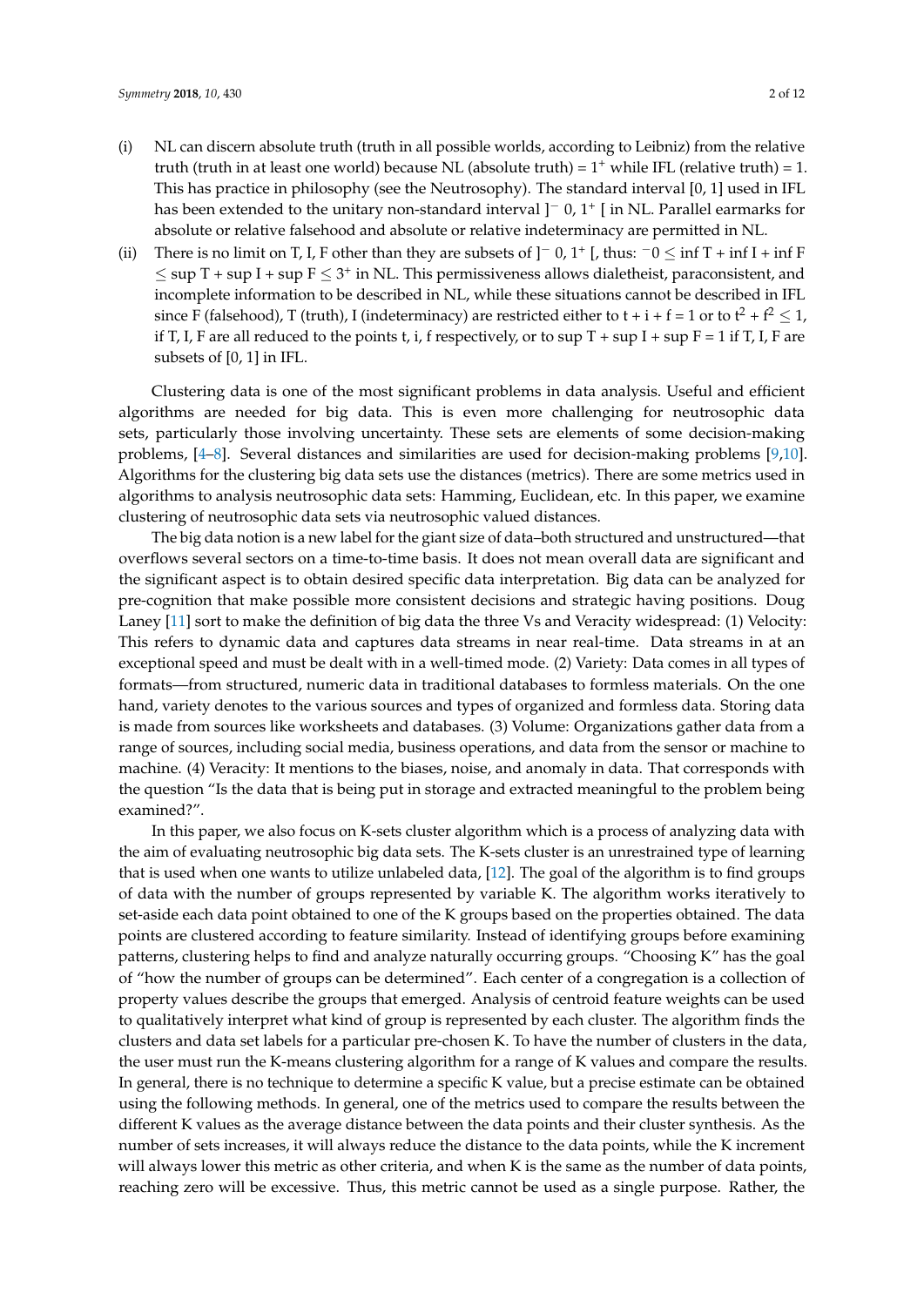(i) NL can discern absolute truth (truth in all possible worlds, according to Leibniz) from the relative truth (truth in at least one world) because NL (absolute truth) = $1^+$ while IFL (relative truth) = 1. This has practice in philosophy (see the Neutrosophy). The standard interval [0, 1] used in IFL has been extended to the unitary non-standard interval $]^-0, 1^+[$ in NL. Parallel earmarks for absolute or relative falsehood and absolute or relative indeterminacy are permitted in NL.

(ii) There is no limit on T, I, F other than they are subsets of $]^-0, 1^+[$, thus: $^-0 \leq \inf T + \inf I + \inf F \leq \sup T + \sup I + \sup F \leq 3^+$ in NL. This permissiveness allows dialetheist, paraconsistent, and incomplete information to be described in NL, while these situations cannot be described in IFL since F (falsehood), T (truth), I (indeterminacy) are restricted either to t + i + f = 1 or to $t^2 + f^2 \leq 1$, if T, I, F are all reduced to the points t, i, f respectively, or to sup T + sup I + sup F = 1 if T, I, F are subsets of [0, 1] in IFL.

Clustering data is one of the most significant problems in data analysis. Useful and efficient algorithms are needed for big data. This is even more challenging for neutrosophic data sets, particularly those involving uncertainty. These sets are elements of some decision-making problems, [4–8]. Several distances and similarities are used for decision-making problems [9,10]. Algorithms for the clustering big data sets use the distances (metrics). There are some metrics used in algorithms to analysis neutrosophic data sets: Hamming, Euclidean, etc. In this paper, we examine clustering of neutrosophic data sets via neutrosophic valued distances.

The big data notion is a new label for the giant size of data–both structured and unstructured—that overflows several sectors on a time-to-time basis. It does not mean overall data are significant and the significant aspect is to obtain desired specific data interpretation. Big data can be analyzed for pre-cognition that make possible more consistent decisions and strategic having positions. Doug Laney [11] sort to make the definition of big data the three Vs and Veracity widespread: (1) Velocity: This refers to dynamic data and captures data streams in near real-time. Data streams in at an exceptional speed and must be dealt with in a well-timed mode. (2) Variety: Data comes in all types of formats—from structured, numeric data in traditional databases to formless materials. On the one hand, variety denotes to the various sources and types of organized and formless data. Storing data is made from sources like worksheets and databases. (3) Volume: Organizations gather data from a range of sources, including social media, business operations, and data from the sensor or machine to machine. (4) Veracity: It mentions to the biases, noise, and anomaly in data. That corresponds with the question "Is the data that is being put in storage and extracted meaningful to the problem being examined?".

In this paper, we also focus on K-sets cluster algorithm which is a process of analyzing data with the aim of evaluating neutrosophic big data sets. The K-sets cluster is an unrestrained type of learning that is used when one wants to utilize unlabeled data, [12]. The goal of the algorithm is to find groups of data with the number of groups represented by variable K. The algorithm works iteratively to set-aside each data point obtained to one of the K groups based on the properties obtained. The data points are clustered according to feature similarity. Instead of identifying groups before examining patterns, clustering helps to find and analyze naturally occurring groups. "Choosing K" has the goal of "how the number of groups can be determined". Each center of a congregation is a collection of property values describe the groups that emerged. Analysis of centroid feature weights can be used to qualitatively interpret what kind of group is represented by each cluster. The algorithm finds the clusters and data set labels for a particular pre-chosen K. To have the number of clusters in the data, the user must run the K-means clustering algorithm for a range of K values and compare the results. In general, there is no technique to determine a specific K value, but a precise estimate can be obtained using the following methods. In general, one of the metrics used to compare the results between the different K values as the average distance between the data points and their cluster synthesis. As the number of sets increases, it will always reduce the distance to the data points, while the K increment will always lower this metric as other criteria, and when K is the same as the number of data points, reaching zero will be excessive. Thus, this metric cannot be used as a single purpose. Rather, the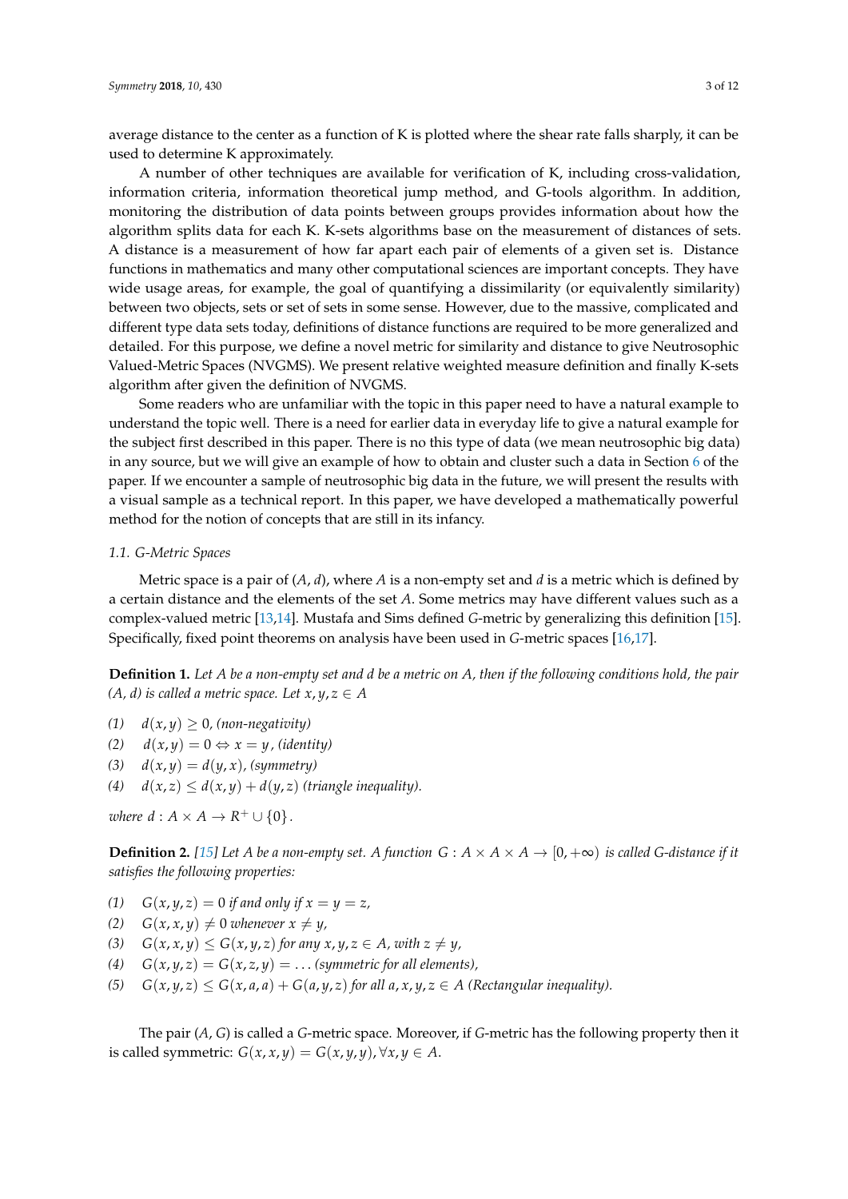average distance to the center as a function of K is plotted where the shear rate falls sharply, it can be used to determine K approximately.

A number of other techniques are available for verification of K, including cross-validation, information criteria, information theoretical jump method, and G-tools algorithm. In addition, monitoring the distribution of data points between groups provides information about how the algorithm splits data for each K. K-sets algorithms base on the measurement of distances of sets. A distance is a measurement of how far apart each pair of elements of a given set is. Distance functions in mathematics and many other computational sciences are important concepts. They have wide usage areas, for example, the goal of quantifying a dissimilarity (or equivalently similarity) between two objects, sets or set of sets in some sense. However, due to the massive, complicated and different type data sets today, definitions of distance functions are required to be more generalized and detailed. For this purpose, we define a novel metric for similarity and distance to give Neutrosophic Valued-Metric Spaces (NVGMS). We present relative weighted measure definition and finally K-sets algorithm after given the definition of NVGMS.

Some readers who are unfamiliar with the topic in this paper need to have a natural example to understand the topic well. There is a need for earlier data in everyday life to give a natural example for the subject first described in this paper. There is no this type of data (we mean neutrosophic big data) in any source, but we will give an example of how to obtain and cluster such a data in Section 6 of the paper. If we encounter a sample of neutrosophic big data in the future, we will present the results with a visual sample as a technical report. In this paper, we have developed a mathematically powerful method for the notion of concepts that are still in its infancy.

### 1.1. G-Metric Spaces

Metric space is a pair of $(A, d)$, where $A$ is a non-empty set and $d$ is a metric which is defined by a certain distance and the elements of the set $A$. Some metrics may have different values such as a complex-valued metric [13,14]. Mustafa and Sims defined $G$-metric by generalizing this definition [15]. Specifically, fixed point theorems on analysis have been used in $G$-metric spaces [16,17].

**Definition 1.** *Let A be a non-empty set and d be a metric on A, then if the following conditions hold, the pair (A, d) is called a metric space. Let* $x, y, z \in A$

(1) $d(x, y) \geq 0$, *(non-negativity)*
(2) $d(x, y) = 0 \Leftrightarrow x = y$, *(identity)*
(3) $d(x, y) = d(y, x)$, *(symmetry)*
(4) $d(x, z) \leq d(x, y) + d(y, z)$ *(triangle inequality).*

*where* $d : A \times A \to R^{+} \cup \{0\}$.

**Definition 2.** *[15] Let A be a non-empty set. A function* $G : A \times A \times A \to [0, +\infty)$ *is called G-distance if it satisfies the following properties:*

(1) $G(x, y, z) = 0$ *if and only if* $x = y = z$,
(2) $G(x, x, y) \neq 0$ *whenever* $x \neq y$,
(3) $G(x, x, y) \leq G(x, y, z)$ *for any* $x, y, z \in A$, *with* $z \neq y$,
(4) $G(x, y, z) = G(x, z, y) = \ldots$ *(symmetric for all elements),*
(5) $G(x, y, z) \leq G(x, a, a) + G(a, y, z)$ *for all* $a, x, y, z \in A$ *(Rectangular inequality).*

The pair $(A, G)$ is called a $G$-metric space. Moreover, if $G$-metric has the following property then it is called symmetric: $G(x, x, y) = G(x, y, y), \forall x, y \in A$.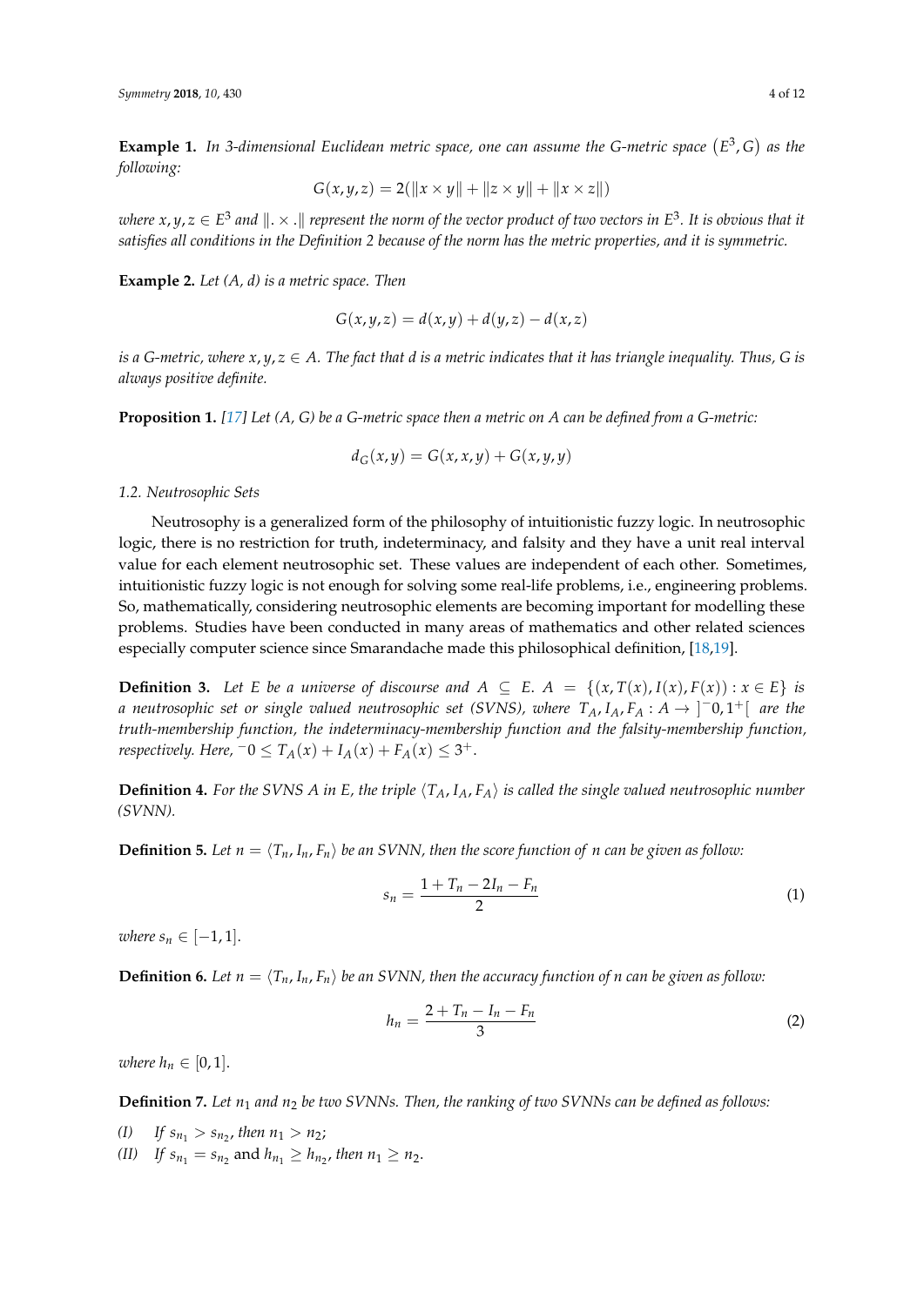**Example 1.** *In 3-dimensional Euclidean metric space, one can assume the G-metric space $(E^3, G)$ as the following:*

$$G(x,y,z) = 2(\|x \times y\| + \|z \times y\| + \|x \times z\|)$$

*where $x, y, z \in E^3$ and $\|. \times .\|$ represent the norm of the vector product of two vectors in $E^3$. It is obvious that it satisfies all conditions in the Definition 2 because of the norm has the metric properties, and it is symmetric.*

**Example 2.** *Let (A, d) is a metric space. Then*

$$G(x,y,z) = d(x,y) + d(y,z) - d(x,z)$$

*is a G-metric, where $x, y, z \in A$. The fact that d is a metric indicates that it has triangle inequality. Thus, G is always positive definite.*

**Proposition 1.** *[17] Let (A, G) be a G-metric space then a metric on A can be defined from a G-metric:*

$$d_G(x,y) = G(x,x,y) + G(x,y,y)$$

### 1.2. Neutrosophic Sets

Neutrosophy is a generalized form of the philosophy of intuitionistic fuzzy logic. In neutrosophic logic, there is no restriction for truth, indeterminacy, and falsity and they have a unit real interval value for each element neutrosophic set. These values are independent of each other. Sometimes, intuitionistic fuzzy logic is not enough for solving some real-life problems, i.e., engineering problems. So, mathematically, considering neutrosophic elements are becoming important for modelling these problems. Studies have been conducted in many areas of mathematics and other related sciences especially computer science since Smarandache made this philosophical definition, [18,19].

**Definition 3.** *Let E be a universe of discourse and $A \subseteq E$. $A = \{(x, T(x), I(x), F(x)) : x \in E\}$ is a neutrosophic set or single valued neutrosophic set (SVNS), where $T_A, I_A, F_A : A \to ]^-0, 1^+[$ are the truth-membership function, the indeterminacy-membership function and the falsity-membership function, respectively. Here, $^-0 \leq T_A(x) + I_A(x) + F_A(x) \leq 3^+$.*

**Definition 4.** *For the SVNS A in E, the triple $\langle T_A, I_A, F_A \rangle$ is called the single valued neutrosophic number (SVNN).*

**Definition 5.** *Let $n = \langle T_n, I_n, F_n \rangle$ be an SVNN, then the score function of n can be given as follow:*

$$s_n = \frac{1 + T_n - 2I_n - F_n}{2} \tag{1}$$

*where $s_n \in [-1, 1]$.*

**Definition 6.** *Let $n = \langle T_n, I_n, F_n \rangle$ be an SVNN, then the accuracy function of n can be given as follow:*

$$h_n = \frac{2 + T_n - I_n - F_n}{3} \tag{2}$$

*where $h_n \in [0, 1]$.*

**Definition 7.** *Let $n_1$ and $n_2$ be two SVNNs. Then, the ranking of two SVNNs can be defined as follows:*

*(I)* *If $s_{n_1} > s_{n_2}$, then $n_1 > n_2$;*
*(II)* *If $s_{n_1} = s_{n_2}$ and $h_{n_1} \geq h_{n_2}$, then $n_1 \geq n_2$.*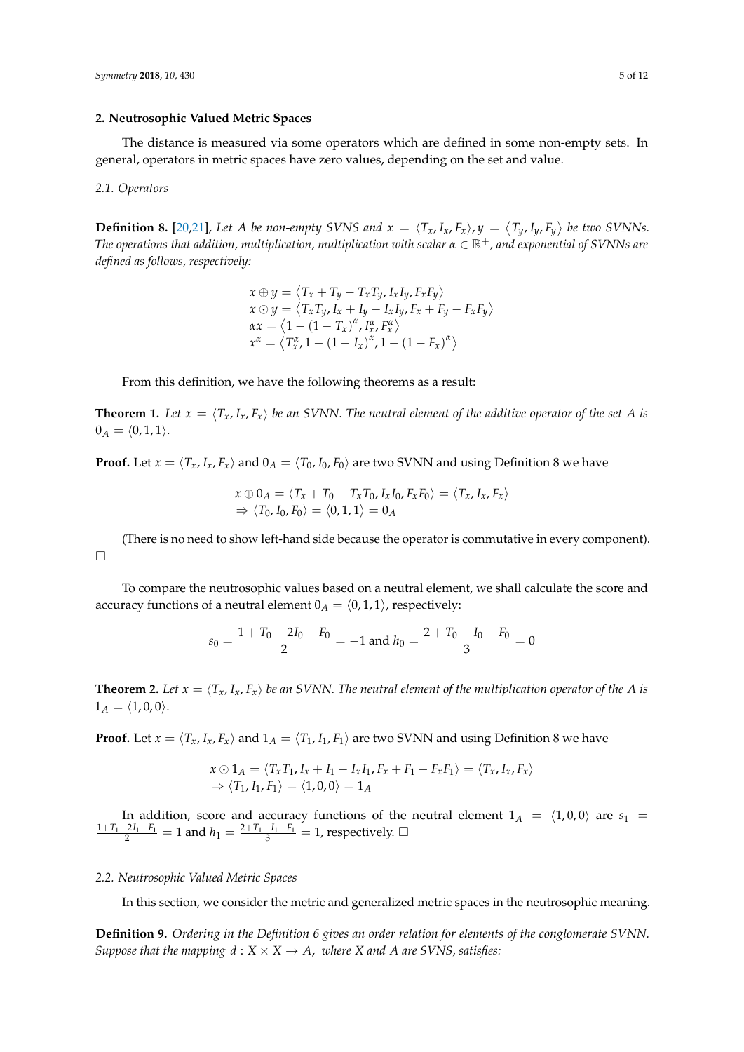## 2. Neutrosophic Valued Metric Spaces

The distance is measured via some operators which are defined in some non-empty sets. In general, operators in metric spaces have zero values, depending on the set and value.

### 2.1. Operators

**Definition 8.** [20,21], *Let $A$ be non-empty SVNS and $x = \langle T_x, I_x, F_x \rangle, y = \langle T_y, I_y, F_y \rangle$ be two SVNNs. The operations that addition, multiplication, multiplication with scalar $\alpha \in \mathbb{R}^+$, and exponential of SVNNs are defined as follows, respectively:*

$$
\begin{aligned}
x \oplus y &= \langle T_x + T_y - T_x T_y, I_x I_y, F_x F_y \rangle \\
x \odot y &= \langle T_x T_y, I_x + I_y - I_x I_y, F_x + F_y - F_x F_y \rangle \\
\alpha x &= \langle 1 - (1 - T_x)^\alpha, I_x^\alpha, F_x^\alpha \rangle \\
x^\alpha &= \langle T_x^\alpha, 1 - (1 - I_x)^\alpha, 1 - (1 - F_x)^\alpha \rangle
\end{aligned}
$$

From this definition, we have the following theorems as a result:

**Theorem 1.** *Let $x = \langle T_x, I_x, F_x \rangle$ be an SVNN. The neutral element of the additive operator of the set $A$ is $0_A = \langle 0, 1, 1 \rangle$.*

**Proof.** Let $x = \langle T_x, I_x, F_x \rangle$ and $0_A = \langle T_0, I_0, F_0 \rangle$ are two SVNN and using Definition 8 we have

$$
\begin{aligned}
& x \oplus 0_A = \langle T_x + T_0 - T_x T_0, I_x I_0, F_x F_0 \rangle = \langle T_x, I_x, F_x \rangle \\
& \Rightarrow \langle T_0, I_0, F_0 \rangle = \langle 0, 1, 1 \rangle = 0_A
\end{aligned}
$$

(There is no need to show left-hand side because the operator is commutative in every component). □

To compare the neutrosophic values based on a neutral element, we shall calculate the score and accuracy functions of a neutral element $0_A = \langle 0, 1, 1 \rangle$, respectively:

$$
s_0 = \frac{1 + T_0 - 2I_0 - F_0}{2} = -1 \text{ and } h_0 = \frac{2 + T_0 - I_0 - F_0}{3} = 0
$$

**Theorem 2.** *Let $x = \langle T_x, I_x, F_x \rangle$ be an SVNN. The neutral element of the multiplication operator of the $A$ is $1_A = \langle 1, 0, 0 \rangle$.*

**Proof.** Let $x = \langle T_x, I_x, F_x \rangle$ and $1_A = \langle T_1, I_1, F_1 \rangle$ are two SVNN and using Definition 8 we have

$$
\begin{aligned}
& x \odot 1_A = \langle T_x T_1, I_x + I_1 - I_x I_1, F_x + F_1 - F_x F_1 \rangle = \langle T_x, I_x, F_x \rangle \\
& \Rightarrow \langle T_1, I_1, F_1 \rangle = \langle 1, 0, 0 \rangle = 1_A
\end{aligned}
$$

In addition, score and accuracy functions of the neutral element $1_A = \langle 1, 0, 0 \rangle$ are $s_1 = \frac{1+T_1-2I_1-F_1}{2} = 1$ and $h_1 = \frac{2+T_1-I_1-F_1}{3} = 1$, respectively. □

### 2.2. Neutrosophic Valued Metric Spaces

In this section, we consider the metric and generalized metric spaces in the neutrosophic meaning.

**Definition 9.** *Ordering in the Definition 6 gives an order relation for elements of the conglomerate SVNN. Suppose that the mapping $d : X \times X \to A$, where $X$ and $A$ are SVNS, satisfies:*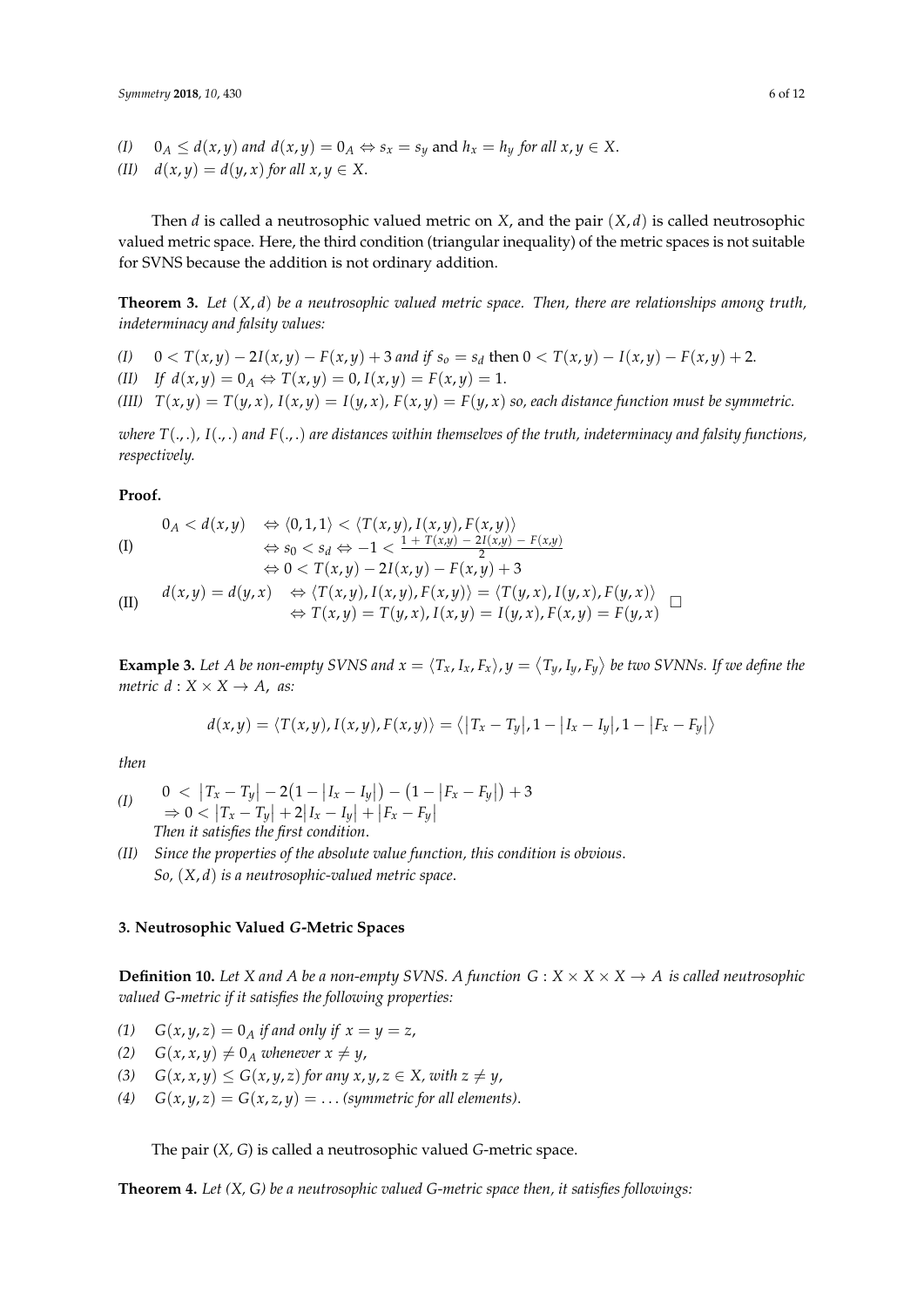*(I)* $0_A \leq d(x,y)$ *and* $d(x,y) = 0_A \Leftrightarrow s_x = s_y$ and $h_x = h_y$ *for all* $x, y \in X$.

*(II)* $d(x,y) = d(y,x)$ *for all* $x, y \in X$.

Then $d$ is called a neutrosophic valued metric on $X$, and the pair $(X, d)$ is called neutrosophic valued metric space. Here, the third condition (triangular inequality) of the metric spaces is not suitable for SVNS because the addition is not ordinary addition.

**Theorem 3.** *Let $(X, d)$ be a neutrosophic valued metric space. Then, there are relationships among truth, indeterminacy and falsity values:*

*(I)* $0 < T(x,y) - 2I(x,y) - F(x,y) + 3$ *and if* $s_o = s_d$ then $0 < T(x,y) - I(x,y) - F(x,y) + 2$.

*(II)* *If* $d(x,y) = 0_A \Leftrightarrow T(x,y) = 0, I(x,y) = F(x,y) = 1$.

*(III)* $T(x,y) = T(y,x)$, $I(x,y) = I(y,x)$, $F(x,y) = F(y,x)$ *so, each distance function must be symmetric.*

*where $T(.,.)$, $I(.,.)$ and $F(.,.)$ are distances within themselves of the truth, indeterminacy and falsity functions, respectively.*

**Proof.**

(I)
$$
\begin{aligned}
0_A < d(x,y) &\Leftrightarrow \langle 0,1,1 \rangle < \langle T(x,y), I(x,y), F(x,y) \rangle \\
&\Leftrightarrow s_0 < s_d \Leftrightarrow -1 < \tfrac{1 + T(x,y) - 2I(x,y) - F(x,y)}{2} \\
&\Leftrightarrow 0 < T(x,y) - 2I(x,y) - F(x,y) + 3
\end{aligned}
$$

(II)
$$
\begin{aligned}
d(x,y) = d(y,x) &\Leftrightarrow \langle T(x,y), I(x,y), F(x,y) \rangle = \langle T(y,x), I(y,x), F(y,x) \rangle \\
&\Leftrightarrow T(x,y) = T(y,x), I(x,y) = I(y,x), F(x,y) = F(y,x)
\end{aligned}
$$
□

**Example 3.** *Let $A$ be non-empty SVNS and $x = \langle T_x, I_x, F_x \rangle$, $y = \langle T_y, I_y, F_y \rangle$ be two SVNNs. If we define the metric $d : X \times X \to A$, as:*

$$
d(x,y) = \langle T(x,y), I(x,y), F(x,y) \rangle = \langle |T_x - T_y|, 1 - |I_x - I_y|, 1 - |F_x - F_y| \rangle
$$

*then*

*(I)* $0 < |T_x - T_y| - 2(1 - |I_x - I_y|) - (1 - |F_x - F_y|) + 3$
$\Rightarrow 0 < |T_x - T_y| + 2|I_x - I_y| + |F_x - F_y|$
*Then it satisfies the first condition.*

*(II)* *Since the properties of the absolute value function, this condition is obvious.*
*So, $(X, d)$ is a neutrosophic-valued metric space.*

## 3. Neutrosophic Valued *G*-Metric Spaces

**Definition 10.** *Let X and A be a non-empty SVNS. A function $G : X \times X \times X \to A$ is called neutrosophic valued G-metric if it satisfies the following properties:*

*(1)* $G(x,y,z) = 0_A$ *if and only if* $x = y = z$,

*(2)* $G(x,x,y) \neq 0_A$ *whenever* $x \neq y$,

*(3)* $G(x,x,y) \leq G(x,y,z)$ *for any* $x, y, z \in X$, *with* $z \neq y$,

*(4)* $G(x,y,z) = G(x,z,y) = \ldots$ *(symmetric for all elements).*

The pair *(X, G)* is called a neutrosophic valued *G*-metric space.

**Theorem 4.** *Let (X, G) be a neutrosophic valued G-metric space then, it satisfies followings:*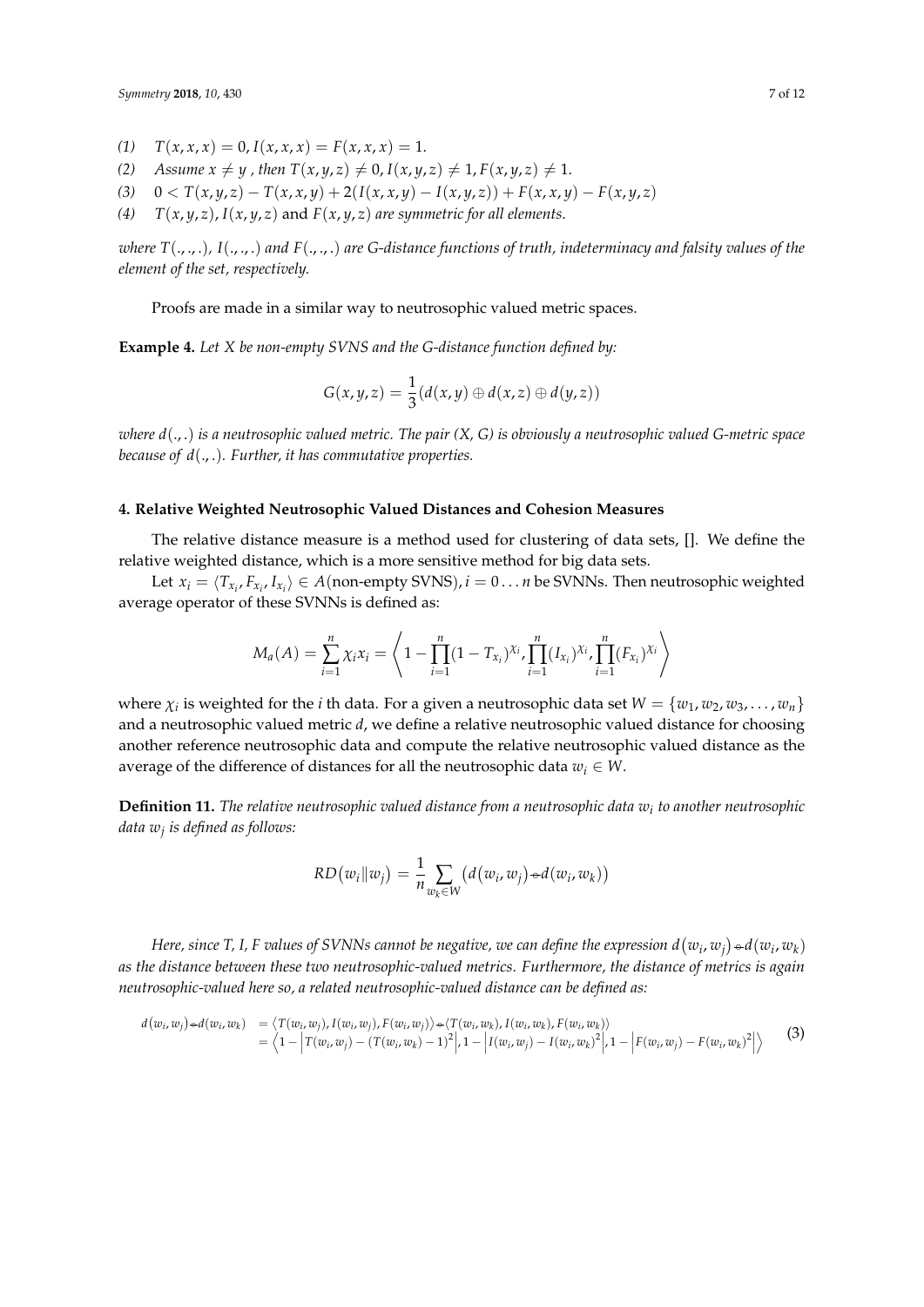*(1)* $T(x,x,x) = 0, I(x,x,x) = F(x,x,x) = 1.$

*(2)* *Assume* $x \neq y$ *, then* $T(x,y,z) \neq 0, I(x,y,z) \neq 1, F(x,y,z) \neq 1.$

*(3)* $0 < T(x,y,z) - T(x,x,y) + 2(I(x,x,y) - I(x,y,z)) + F(x,x,y) - F(x,y,z)$

*(4)* $T(x,y,z), I(x,y,z)$ and $F(x,y,z)$ *are symmetric for all elements.*

*where* $T(.,.,.)$*,* $I(.,.,.)$ *and* $F(.,.,.)$ *are G-distance functions of truth, indeterminacy and falsity values of the element of the set, respectively.*

Proofs are made in a similar way to neutrosophic valued metric spaces.

**Example 4.** *Let X be non-empty SVNS and the G-distance function defined by:*

$$G(x,y,z) = \frac{1}{3}(d(x,y) \oplus d(x,z) \oplus d(y,z))$$

*where* $d(.,.)$ *is a neutrosophic valued metric. The pair (X, G) is obviously a neutrosophic valued G-metric space because of* $d(.,.)$*. Further, it has commutative properties.*

## 4. Relative Weighted Neutrosophic Valued Distances and Cohesion Measures

The relative distance measure is a method used for clustering of data sets, []. We define the relative weighted distance, which is a more sensitive method for big data sets.

Let $x_i = \langle T_{x_i}, F_{x_i}, I_{x_i} \rangle \in A(\text{non-empty SVNS}), i = 0 \ldots n$ be SVNNs. Then neutrosophic weighted average operator of these SVNNs is defined as:

$$M_a(A) = \sum_{i=1}^{n} \chi_i x_i = \left\langle 1 - \prod_{i=1}^{n} (1 - T_{x_i})^{\chi_i}, \prod_{i=1}^{n} (I_{x_i})^{\chi_i}, \prod_{i=1}^{n} (F_{x_i})^{\chi_i} \right\rangle$$

where $\chi_i$ is weighted for the *i* th data. For a given a neutrosophic data set $W = \{w_1, w_2, w_3, \ldots, w_n\}$ and a neutrosophic valued metric $d$, we define a relative neutrosophic valued distance for choosing another reference neutrosophic data and compute the relative neutrosophic valued distance as the average of the difference of distances for all the neutrosophic data $w_i \in W$.

**Definition 11.** *The relative neutrosophic valued distance from a neutrosophic data* $w_i$ *to another neutrosophic data* $w_j$ *is defined as follows:*

$$RD(w_i \| w_j) = \frac{1}{n} \sum_{w_k \in W} \left( d(w_i, w_j) \dot{-} d(w_i, w_k) \right)$$

*Here, since T, I, F values of SVNNs cannot be negative, we can define the expression* $d(w_i, w_j) \dot{-} d(w_i, w_k)$ *as the distance between these two neutrosophic-valued metrics. Furthermore, the distance of metrics is again neutrosophic-valued here so, a related neutrosophic-valued distance can be defined as:*

$$\begin{aligned} d(w_i, w_j) \dot{-} d(w_i, w_k) &= \langle T(w_i, w_j), I(w_i, w_j), F(w_i, w_j) \rangle \dot{-} \langle T(w_i, w_k), I(w_i, w_k), F(w_i, w_k) \rangle \\ &= \left\langle 1 - \left| T(w_i, w_j) - (T(w_i, w_k) - 1)^2 \right|, 1 - \left| I(w_i, w_j) - I(w_i, w_k)^2 \right|, 1 - \left| F(w_i, w_j) - F(w_i, w_k)^2 \right| \right\rangle \end{aligned} \quad (3)$$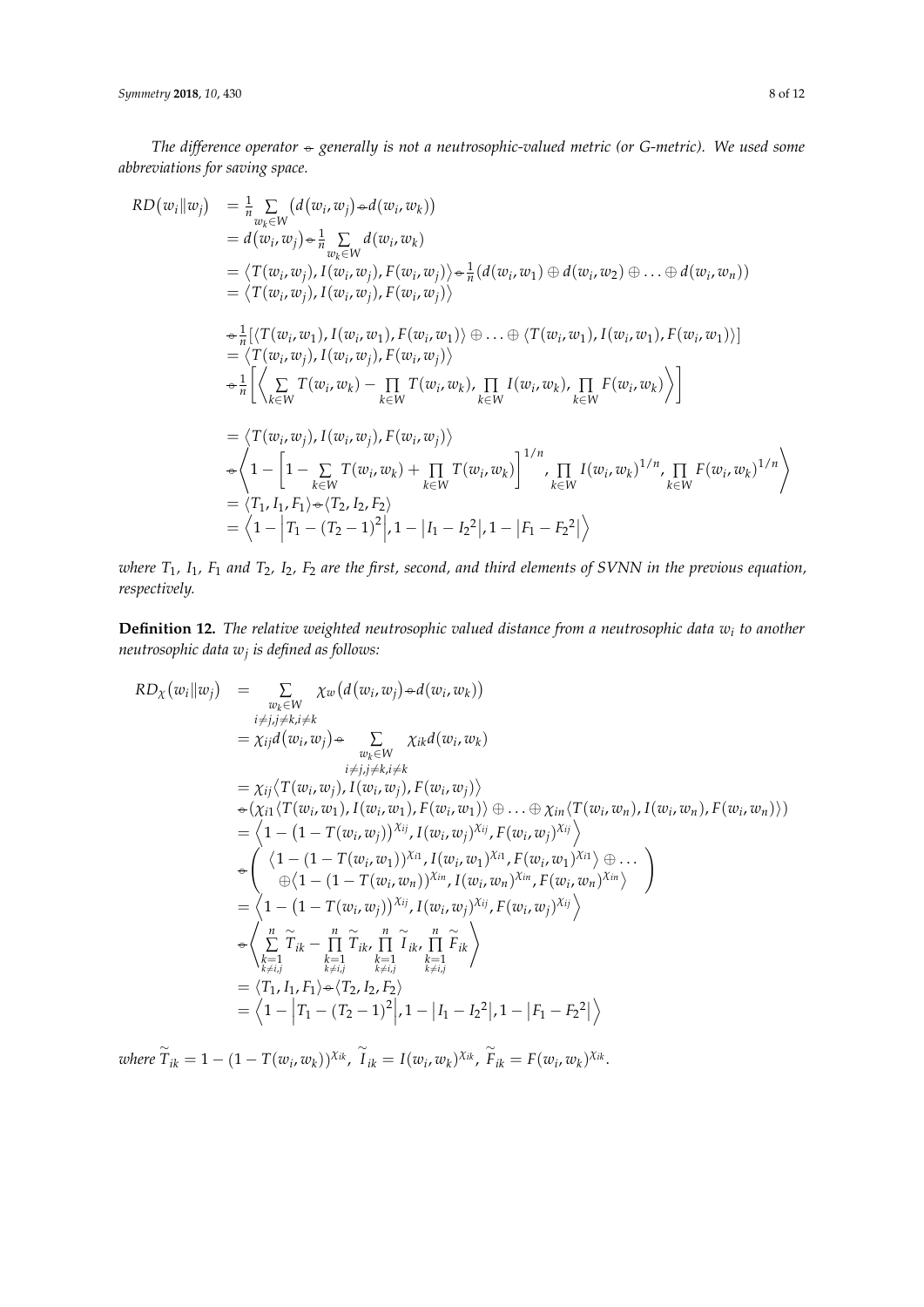*The difference operator $\ominus$ generally is not a neutrosophic-valued metric (or G-metric). We used some abbreviations for saving space.*

$$
\begin{aligned}
RD(w_i \| w_j) &= \frac{1}{n} \sum_{w_k \in W} \left( d(w_i, w_j) \ominus d(w_i, w_k) \right) \\
&= d(w_i, w_j) \ominus \frac{1}{n} \sum_{w_k \in W} d(w_i, w_k) \\
&= \langle T(w_i, w_j), I(w_i, w_j), F(w_i, w_j) \rangle \ominus \frac{1}{n} (d(w_i, w_1) \oplus d(w_i, w_2) \oplus \ldots \oplus d(w_i, w_n)) \\
&= \langle T(w_i, w_j), I(w_i, w_j), F(w_i, w_j) \rangle \\
&\ominus \frac{1}{n} [\langle T(w_i, w_1), I(w_i, w_1), F(w_i, w_1) \rangle \oplus \ldots \oplus \langle T(w_i, w_1), I(w_i, w_1), F(w_i, w_1) \rangle] \\
&= \langle T(w_i, w_j), I(w_i, w_j), F(w_i, w_j) \rangle \\
&\ominus \frac{1}{n} \left[ \left\langle \sum_{k \in W} T(w_i, w_k) - \prod_{k \in W} T(w_i, w_k), \prod_{k \in W} I(w_i, w_k), \prod_{k \in W} F(w_i, w_k) \right\rangle \right] \\
&= \langle T(w_i, w_j), I(w_i, w_j), F(w_i, w_j) \rangle \\
&\ominus \left\langle 1 - \left[ 1 - \sum_{k \in W} T(w_i, w_k) + \prod_{k \in W} T(w_i, w_k) \right]^{1/n}, \prod_{k \in W} I(w_i, w_k)^{1/n}, \prod_{k \in W} F(w_i, w_k)^{1/n} \right\rangle \\
&= \langle T_1, I_1, F_1 \rangle \ominus \langle T_2, I_2, F_2 \rangle \\
&= \left\langle 1 - \left| T_1 - (T_2 - 1)^2 \right|, 1 - \left| I_1 - I_2{}^2 \right|, 1 - \left| F_1 - F_2{}^2 \right| \right\rangle
\end{aligned}
$$

*where $T_1$, $I_1$, $F_1$ and $T_2$, $I_2$, $F_2$ are the first, second, and third elements of SVNN in the previous equation, respectively.*

**Definition 12.** *The relative weighted neutrosophic valued distance from a neutrosophic data $w_i$ to another neutrosophic data $w_j$ is defined as follows:*

$$
\begin{aligned}
RD_\chi(w_i \| w_j) &= \sum_{\substack{w_k \in W \\ i \neq j, j \neq k, i \neq k}} \chi_w \left( d(w_i, w_j) \ominus d(w_i, w_k) \right) \\
&= \chi_{ij} d(w_i, w_j) \ominus \sum_{\substack{w_k \in W \\ i \neq j, j \neq k, i \neq k}} \chi_{ik} d(w_i, w_k) \\
&= \chi_{ij} \langle T(w_i, w_j), I(w_i, w_j), F(w_i, w_j) \rangle \\
&\ominus (\chi_{i1} \langle T(w_i, w_1), I(w_i, w_1), F(w_i, w_1) \rangle \oplus \ldots \oplus \chi_{in} \langle T(w_i, w_n), I(w_i, w_n), F(w_i, w_n) \rangle) \\
&= \left\langle 1 - (1 - T(w_i, w_j))^{\chi_{ij}}, I(w_i, w_j)^{\chi_{ij}}, F(w_i, w_j)^{\chi_{ij}} \right\rangle \\
&\ominus \left( \begin{array}{c} \langle 1 - (1 - T(w_i, w_1))^{\chi_{i1}}, I(w_i, w_1)^{\chi_{i1}}, F(w_i, w_1)^{\chi_{i1}} \rangle \oplus \ldots \\ \oplus \langle 1 - (1 - T(w_i, w_n))^{\chi_{in}}, I(w_i, w_n)^{\chi_{in}}, F(w_i, w_n)^{\chi_{in}} \rangle \end{array} \right) \\
&= \left\langle 1 - (1 - T(w_i, w_j))^{\chi_{ij}}, I(w_i, w_j)^{\chi_{ij}}, F(w_i, w_j)^{\chi_{ij}} \right\rangle \\
&\ominus \left\langle \sum_{\substack{k=1 \\ k \neq i,j}}^{n} \widetilde{T}_{ik} - \prod_{\substack{k=1 \\ k \neq i,j}}^{n} \widetilde{T}_{ik}, \prod_{\substack{k=1 \\ k \neq i,j}}^{n} \widetilde{I}_{ik}, \prod_{\substack{k=1 \\ k \neq i,j}}^{n} \widetilde{F}_{ik} \right\rangle \\
&= \langle T_1, I_1, F_1 \rangle \ominus \langle T_2, I_2, F_2 \rangle \\
&= \left\langle 1 - \left| T_1 - (T_2 - 1)^2 \right|, 1 - \left| I_1 - I_2{}^2 \right|, 1 - \left| F_1 - F_2{}^2 \right| \right\rangle
\end{aligned}
$$

*where $\widetilde{T}_{ik} = 1 - (1 - T(w_i, w_k))^{\chi_{ik}}$, $\widetilde{I}_{ik} = I(w_i, w_k)^{\chi_{ik}}$, $\widetilde{F}_{ik} = F(w_i, w_k)^{\chi_{ik}}$.*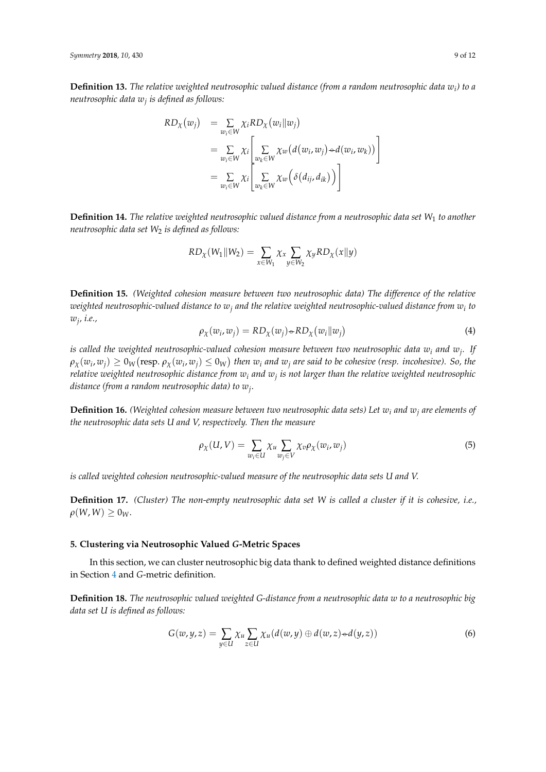**Definition 13.** *The relative weighted neutrosophic valued distance (from a random neutrosophic data $w_i$) to a neutrosophic data $w_j$ is defined as follows:*

$$
\begin{aligned}
RD_{\chi}(w_j) &= \sum_{w_i \in W} \chi_i RD_{\chi}(w_i \| w_j) \\
&= \sum_{w_i \in W} \chi_i \left[ \sum_{w_k \in W} \chi_w \big( d(w_i, w_j) \ominus d(w_i, w_k) \big) \right] \\
&= \sum_{w_i \in W} \chi_i \left[ \sum_{w_k \in W} \chi_w \Big( \delta\big(d_{ij}, d_{ik}\big) \Big) \right]
\end{aligned}
$$

**Definition 14.** *The relative weighted neutrosophic valued distance from a neutrosophic data set $W_1$ to another neutrosophic data set $W_2$ is defined as follows:*

$$
RD_{\chi}(W_1 \| W_2) = \sum_{x \in W_1} \chi_x \sum_{y \in W_2} \chi_y RD_{\chi}(x \| y)
$$

**Definition 15.** *(Weighted cohesion measure between two neutrosophic data) The difference of the relative weighted neutrosophic-valued distance to $w_j$ and the relative weighted neutrosophic-valued distance from $w_i$ to $w_j$, i.e.,*

$$
\rho_{\chi}(w_i, w_j) = RD_{\chi}(w_j) \ominus RD_{\chi}(w_i \| w_j) \tag{4}
$$

*is called the weighted neutrosophic-valued cohesion measure between two neutrosophic data $w_i$ and $w_j$. If $\rho_{\chi}(w_i, w_j) \geq 0_W (\text{resp. } \rho_{\chi}(w_i, w_j) \leq 0_W)$ then $w_i$ and $w_j$ are said to be cohesive (resp. incohesive). So, the relative weighted neutrosophic distance from $w_i$ and $w_j$ is not larger than the relative weighted neutrosophic distance (from a random neutrosophic data) to $w_j$.*

**Definition 16.** *(Weighted cohesion measure between two neutrosophic data sets) Let $w_i$ and $w_j$ are elements of the neutrosophic data sets $U$ and $V$, respectively. Then the measure*

$$
\rho_{\chi}(U, V) = \sum_{w_i \in U} \chi_u \sum_{w_j \in V} \chi_v \rho_{\chi}(w_i, w_j) \tag{5}
$$

*is called weighted cohesion neutrosophic-valued measure of the neutrosophic data sets $U$ and $V$.*

**Definition 17.** *(Cluster) The non-empty neutrosophic data set $W$ is called a cluster if it is cohesive, i.e., $\rho(W, W) \geq 0_W$.*

## 5. Clustering via Neutrosophic Valued *G*-Metric Spaces

In this section, we can cluster neutrosophic big data thank to defined weighted distance definitions in Section 4 and *G*-metric definition.

**Definition 18.** *The neutrosophic valued weighted G-distance from a neutrosophic data $w$ to a neutrosophic big data set $U$ is defined as follows:*

$$
G(w, y, z) = \sum_{y \in U} \chi_u \sum_{z \in U} \chi_u \big( d(w, y) \oplus d(w, z) \ominus d(y, z) \big) \tag{6}
$$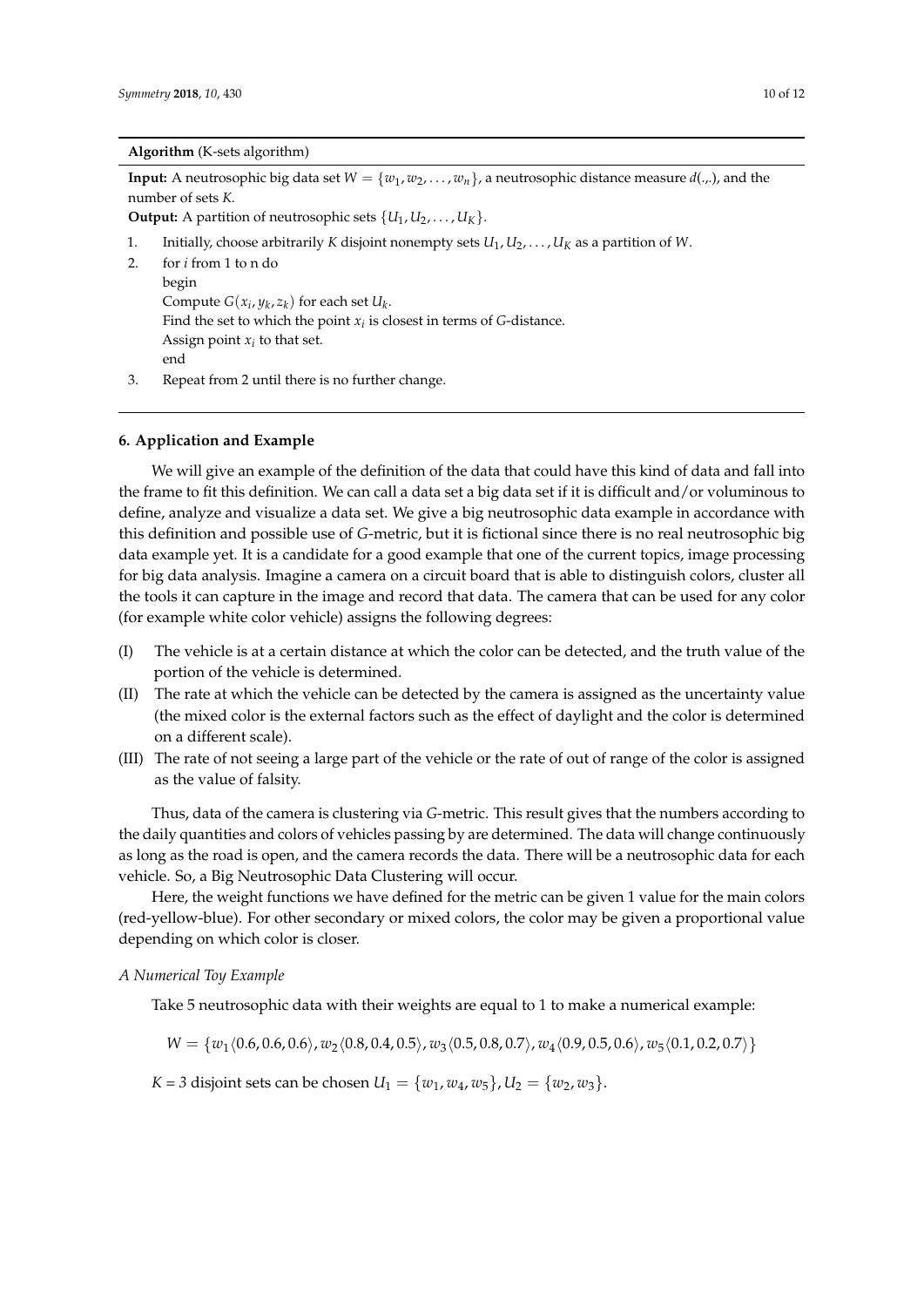**Algorithm** (K-sets algorithm)

**Input:** A neutrosophic big data set $W = \{w_1, w_2, \ldots, w_n\}$, a neutrosophic distance measure $d(.,.)$, and the number of sets $K$.

**Output:** A partition of neutrosophic sets $\{U_1, U_2, \ldots, U_K\}$.

1. Initially, choose arbitrarily $K$ disjoint nonempty sets $U_1, U_2, \ldots, U_K$ as a partition of $W$.
2. for $i$ from 1 to n do
   begin
   Compute $G(x_i, y_k, z_k)$ for each set $U_k$.
   Find the set to which the point $x_i$ is closest in terms of $G$-distance.
   Assign point $x_i$ to that set.
   end
3. Repeat from 2 until there is no further change.

## 6. Application and Example

We will give an example of the definition of the data that could have this kind of data and fall into the frame to fit this definition. We can call a data set a big data set if it is difficult and/or voluminous to define, analyze and visualize a data set. We give a big neutrosophic data example in accordance with this definition and possible use of $G$-metric, but it is fictional since there is no real neutrosophic big data example yet. It is a candidate for a good example that one of the current topics, image processing for big data analysis. Imagine a camera on a circuit board that is able to distinguish colors, cluster all the tools it can capture in the image and record that data. The camera that can be used for any color (for example white color vehicle) assigns the following degrees:

(I) The vehicle is at a certain distance at which the color can be detected, and the truth value of the portion of the vehicle is determined.

(II) The rate at which the vehicle can be detected by the camera is assigned as the uncertainty value (the mixed color is the external factors such as the effect of daylight and the color is determined on a different scale).

(III) The rate of not seeing a large part of the vehicle or the rate of out of range of the color is assigned as the value of falsity.

Thus, data of the camera is clustering via $G$-metric. This result gives that the numbers according to the daily quantities and colors of vehicles passing by are determined. The data will change continuously as long as the road is open, and the camera records the data. There will be a neutrosophic data for each vehicle. So, a Big Neutrosophic Data Clustering will occur.

Here, the weight functions we have defined for the metric can be given 1 value for the main colors (red-yellow-blue). For other secondary or mixed colors, the color may be given a proportional value depending on which color is closer.

### *A Numerical Toy Example*

Take 5 neutrosophic data with their weights are equal to 1 to make a numerical example:

$$W = \{w_1\langle 0.6, 0.6, 0.6\rangle, w_2\langle 0.8, 0.4, 0.5\rangle, w_3\langle 0.5, 0.8, 0.7\rangle, w_4\langle 0.9, 0.5, 0.6\rangle, w_5\langle 0.1, 0.2, 0.7\rangle\}$$

$K = 3$ disjoint sets can be chosen $U_1 = \{w_1, w_4, w_5\}, U_2 = \{w_2, w_3\}$.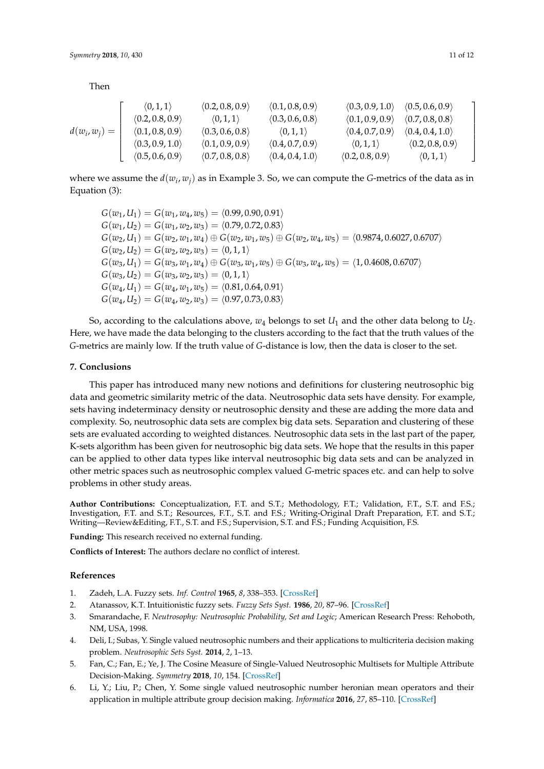Then

$$
d(w_i, w_j) = \begin{bmatrix} \langle 0,1,1 \rangle & \langle 0.2,0.8,0.9 \rangle & \langle 0.1,0.8,0.9 \rangle & \langle 0.3,0.9,1.0 \rangle & \langle 0.5,0.6,0.9 \rangle \\ \langle 0.2,0.8,0.9 \rangle & \langle 0,1,1 \rangle & \langle 0.3,0.6,0.8 \rangle & \langle 0.1,0.9,0.9 \rangle & \langle 0.7,0.8,0.8 \rangle \\ \langle 0.1,0.8,0.9 \rangle & \langle 0.3,0.6,0.8 \rangle & \langle 0,1,1 \rangle & \langle 0.4,0.7,0.9 \rangle & \langle 0.4,0.4,1.0 \rangle \\ \langle 0.3,0.9,1.0 \rangle & \langle 0.1,0.9,0.9 \rangle & \langle 0.4,0.7,0.9 \rangle & \langle 0,1,1 \rangle & \langle 0.2,0.8,0.9 \rangle \\ \langle 0.5,0.6,0.9 \rangle & \langle 0.7,0.8,0.8 \rangle & \langle 0.4,0.4,1.0 \rangle & \langle 0.2,0.8,0.9 \rangle & \langle 0,1,1 \rangle \end{bmatrix}
$$

where we assume the $d(w_i, w_j)$ as in Example 3. So, we can compute the $G$-metrics of the data as in Equation (3):

$$
\begin{aligned}
&G(w_1, U_1) = G(w_1, w_4, w_5) = \langle 0.99, 0.90, 0.91 \rangle \\
&G(w_1, U_2) = G(w_1, w_2, w_3) = \langle 0.79, 0.72, 0.83 \rangle \\
&G(w_2, U_1) = G(w_2, w_1, w_4) \oplus G(w_2, w_1, w_5) \oplus G(w_2, w_4, w_5) = \langle 0.9874, 0.6027, 0.6707 \rangle \\
&G(w_2, U_2) = G(w_2, w_2, w_3) = \langle 0, 1, 1 \rangle \\
&G(w_3, U_1) = G(w_3, w_1, w_4) \oplus G(w_3, w_1, w_5) \oplus G(w_3, w_4, w_5) = \langle 1, 0.4608, 0.6707 \rangle \\
&G(w_3, U_2) = G(w_3, w_2, w_3) = \langle 0, 1, 1 \rangle \\
&G(w_4, U_1) = G(w_4, w_1, w_5) = \langle 0.81, 0.64, 0.91 \rangle \\
&G(w_4, U_2) = G(w_4, w_2, w_3) = \langle 0.97, 0.73, 0.83 \rangle
\end{aligned}
$$

So, according to the calculations above, $w_4$ belongs to set $U_1$ and the other data belong to $U_2$. Here, we have made the data belonging to the clusters according to the fact that the truth values of the $G$-metrics are mainly low. If the truth value of $G$-distance is low, then the data is closer to the set.

## 7. Conclusions

This paper has introduced many new notions and definitions for clustering neutrosophic big data and geometric similarity metric of the data. Neutrosophic data sets have density. For example, sets having indeterminacy density or neutrosophic density and these are adding the more data and complexity. So, neutrosophic data sets are complex big data sets. Separation and clustering of these sets are evaluated according to weighted distances. Neutrosophic data sets in the last part of the paper, K-sets algorithm has been given for neutrosophic big data sets. We hope that the results in this paper can be applied to other data types like interval neutrosophic big data sets and can be analyzed in other metric spaces such as neutrosophic complex valued $G$-metric spaces etc. and can help to solve problems in other study areas.

**Author Contributions:** Conceptualization, F.T. and S.T.; Methodology, F.T.; Validation, F.T., S.T. and F.S.; Investigation, F.T. and S.T.; Resources, F.T., S.T. and F.S.; Writing-Original Draft Preparation, F.T. and S.T.; Writing—Review&Editing, F.T., S.T. and F.S.; Supervision, S.T. and F.S.; Funding Acquisition, F.S.

**Funding:** This research received no external funding.

**Conflicts of Interest:** The authors declare no conflict of interest.

## References

1. Zadeh, L.A. Fuzzy sets. *Inf. Control* **1965**, *8*, 338–353. [CrossRef]
2. Atanassov, K.T. Intuitionistic fuzzy sets. *Fuzzy Sets Syst.* **1986**, *20*, 87–96. [CrossRef]
3. Smarandache, F. *Neutrosophy: Neutrosophic Probability, Set and Logic*; American Research Press: Rehoboth, NM, USA, 1998.
4. Deli, I.; Subas, Y. Single valued neutrosophic numbers and their applications to multicriteria decision making problem. *Neutrosophic Sets Syst.* **2014**, *2*, 1–13.
5. Fan, C.; Fan, E.; Ye, J. The Cosine Measure of Single-Valued Neutrosophic Multisets for Multiple Attribute Decision-Making. *Symmetry* **2018**, *10*, 154. [CrossRef]
6. Li, Y.; Liu, P.; Chen, Y. Some single valued neutrosophic number heronian mean operators and their application in multiple attribute group decision making. *Informatica* **2016**, *27*, 85–110. [CrossRef]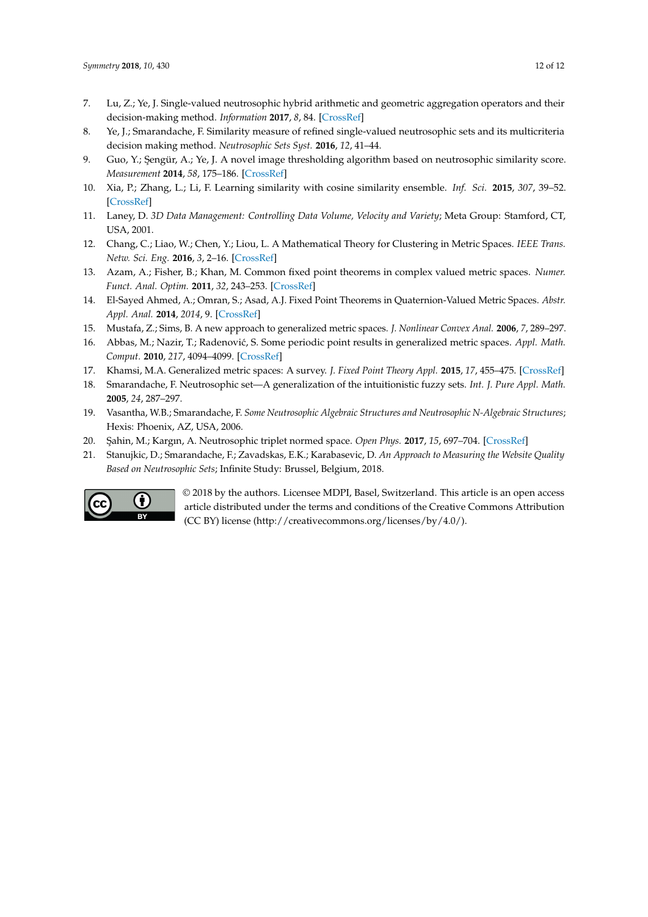7. Lu, Z.; Ye, J. Single-valued neutrosophic hybrid arithmetic and geometric aggregation operators and their decision-making method. *Information* **2017**, *8*, 84. [CrossRef]
8. Ye, J.; Smarandache, F. Similarity measure of refined single-valued neutrosophic sets and its multicriteria decision making method. *Neutrosophic Sets Syst.* **2016**, *12*, 41–44.
9. Guo, Y.; Şengür, A.; Ye, J. A novel image thresholding algorithm based on neutrosophic similarity score. *Measurement* **2014**, *58*, 175–186. [CrossRef]
10. Xia, P.; Zhang, L.; Li, F. Learning similarity with cosine similarity ensemble. *Inf. Sci.* **2015**, *307*, 39–52. [CrossRef]
11. Laney, D. *3D Data Management: Controlling Data Volume, Velocity and Variety*; Meta Group: Stamford, CT, USA, 2001.
12. Chang, C.; Liao, W.; Chen, Y.; Liou, L. A Mathematical Theory for Clustering in Metric Spaces. *IEEE Trans. Netw. Sci. Eng.* **2016**, *3*, 2–16. [CrossRef]
13. Azam, A.; Fisher, B.; Khan, M. Common fixed point theorems in complex valued metric spaces. *Numer. Funct. Anal. Optim.* **2011**, *32*, 243–253. [CrossRef]
14. El-Sayed Ahmed, A.; Omran, S.; Asad, A.J. Fixed Point Theorems in Quaternion-Valued Metric Spaces. *Abstr. Appl. Anal.* **2014**, *2014*, 9. [CrossRef]
15. Mustafa, Z.; Sims, B. A new approach to generalized metric spaces. *J. Nonlinear Convex Anal.* **2006**, *7*, 289–297.
16. Abbas, M.; Nazir, T.; Radenović, S. Some periodic point results in generalized metric spaces. *Appl. Math. Comput.* **2010**, *217*, 4094–4099. [CrossRef]
17. Khamsi, M.A. Generalized metric spaces: A survey. *J. Fixed Point Theory Appl.* **2015**, *17*, 455–475. [CrossRef]
18. Smarandache, F. Neutrosophic set—A generalization of the intuitionistic fuzzy sets. *Int. J. Pure Appl. Math.* **2005**, *24*, 287–297.
19. Vasantha, W.B.; Smarandache, F. *Some Neutrosophic Algebraic Structures and Neutrosophic N-Algebraic Structures*; Hexis: Phoenix, AZ, USA, 2006.
20. Şahin, M.; Kargın, A. Neutrosophic triplet normed space. *Open Phys.* **2017**, *15*, 697–704. [CrossRef]
21. Stanujkic, D.; Smarandache, F.; Zavadskas, E.K.; Karabasevic, D. *An Approach to Measuring the Website Quality Based on Neutrosophic Sets*; Infinite Study: Brussel, Belgium, 2018.

© 2018 by the authors. Licensee MDPI, Basel, Switzerland. This article is an open access article distributed under the terms and conditions of the Creative Commons Attribution (CC BY) license (http://creativecommons.org/licenses/by/4.0/).